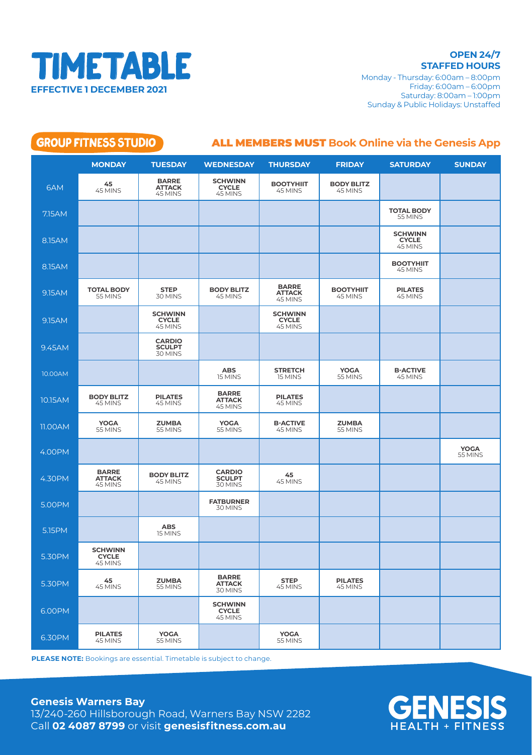# TIMETABLE

**EFFECTIVE 1 DECEMBER 2021**

**OPEN 24/7**
**STAFFED HOURS**
Monday - Thursday: 6:00am – 8:00pm
Friday: 6:00am – 6:00pm
Saturday: 8:00am – 1:00pm
Sunday & Public Holidays: Unstaffed

## GROUP FITNESS STUDIO

**ALL MEMBERS MUST Book Online via the Genesis App**

| | MONDAY | TUESDAY | WEDNESDAY | THURSDAY | FRIDAY | SATURDAY | SUNDAY |
|---|---|---|---|---|---|---|---|
| 6AM | **45** 45 MINS | **BARRE ATTACK** 45 MINS | **SCHWINN CYCLE** 45 MINS | **BOOTYHIIT** 45 MINS | **BODY BLITZ** 45 MINS | | |
| 7.15AM | | | | | | **TOTAL BODY** 55 MINS | |
| 8.15AM | | | | | | **SCHWINN CYCLE** 45 MINS | |
| 8.15AM | | | | | | **BOOTYHIIT** 45 MINS | |
| 9.15AM | **TOTAL BODY** 55 MINS | **STEP** 30 MINS | **BODY BLITZ** 45 MINS | **BARRE ATTACK** 45 MINS | **BOOTYHIIT** 45 MINS | **PILATES** 45 MINS | |
| 9.15AM | | **SCHWINN CYCLE** 45 MINS | | **SCHWINN CYCLE** 45 MINS | | | |
| 9.45AM | | **CARDIO SCULPT** 30 MINS | | | | | |
| 10.00AM | | | **ABS** 15 MINS | **STRETCH** 15 MINS | **YOGA** 55 MINS | **B-ACTIVE** 45 MINS | |
| 10.15AM | **BODY BLITZ** 45 MINS | **PILATES** 45 MINS | **BARRE ATTACK** 45 MINS | **PILATES** 45 MINS | | | |
| 11.00AM | **YOGA** 55 MINS | **ZUMBA** 55 MINS | **YOGA** 55 MINS | **B-ACTIVE** 45 MINS | **ZUMBA** 55 MINS | | |
| 4.00PM | | | | | | | **YOGA** 55 MINS |
| 4.30PM | **BARRE ATTACK** 45 MINS | **BODY BLITZ** 45 MINS | **CARDIO SCULPT** 30 MINS | **45** 45 MINS | | | |
| 5.00PM | | | **FATBURNER** 30 MINS | | | | |
| 5.15PM | | **ABS** 15 MINS | | | | | |
| 5.30PM | **SCHWINN CYCLE** 45 MINS | | | | | | |
| 5.30PM | **45** 45 MINS | **ZUMBA** 55 MINS | **BARRE ATTACK** 30 MINS | **STEP** 45 MINS | **PILATES** 45 MINS | | |
| 6.00PM | | | **SCHWINN CYCLE** 45 MINS | | | | |
| 6.30PM | **PILATES** 45 MINS | **YOGA** 55 MINS | | **YOGA** 55 MINS | | | |

**PLEASE NOTE:** Bookings are essential. Timetable is subject to change.

**Genesis Warners Bay**
13/240-260 Hillsborough Road, Warners Bay NSW 2282
Call **02 4087 8799** or visit **genesisfitness.com.au**

GENESIS HEALTH + FITNESS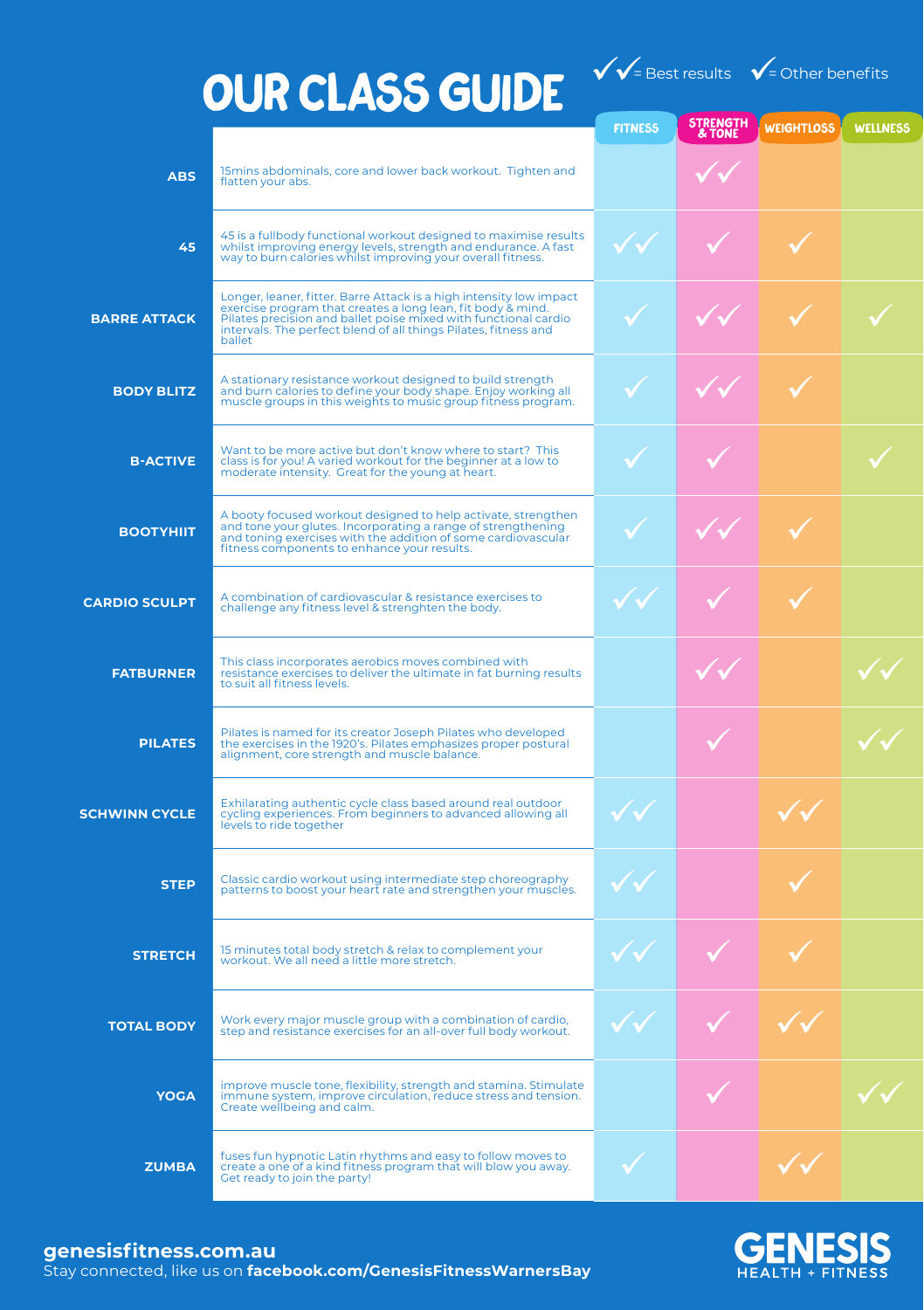# OUR CLASS GUIDE

✓✓ = Best results ✓ = Other benefits

| | | FITNESS | STRENGTH & TONE | WEIGHTLOSS | WELLNESS |
|---|---|---|---|---|---|
| ABS | 15mins abdominals, core and lower back workout. Tighten and flatten your abs. | | ✓✓ | | |
| 45 | 45 is a fullbody functional workout designed to maximise results whilst improving energy levels, strength and endurance. A fast way to burn calories whilst improving your overall fitness. | ✓✓ | ✓ | ✓ | |
| BARRE ATTACK | Longer, leaner, fitter. Barre Attack is a high intensity low impact exercise program that creates a long lean, fit body & mind. Pilates precision and ballet poise mixed with functional cardio intervals. The perfect blend of all things Pilates, fitness and ballet | ✓ | ✓✓ | ✓ | ✓ |
| BODY BLITZ | A stationary resistance workout designed to build strength and burn calories to define your body shape. Enjoy working all muscle groups in this weights to music group fitness program. | ✓ | ✓✓ | ✓ | |
| B-ACTIVE | Want to be more active but don't know where to start? This class is for you! A varied workout for the beginner at a low to moderate intensity. Great for the young at heart. | ✓ | ✓ | | ✓ |
| BOOTYHIIT | A booty focused workout designed to help activate, strengthen and tone your glutes. Incorporating a range of strengthening and toning exercises with the addition of some cardiovascular fitness components to enhance your results. | ✓ | ✓✓ | ✓ | |
| CARDIO SCULPT | A combination of cardiovascular & resistance exercises to challenge any fitness level & strenghten the body. | ✓✓ | ✓ | ✓ | |
| FATBURNER | This class incorporates aerobics moves combined with resistance exercises to deliver the ultimate in fat burning results to suit all fitness levels. | | ✓✓ | | ✓✓ |
| PILATES | Pilates is named for its creator Joseph Pilates who developed the exercises in the 1920's. Pilates emphasizes proper postural alignment, core strength and muscle balance. | | ✓ | | ✓✓ |
| SCHWINN CYCLE | Exhilarating authentic cycle class based around real outdoor cycling experiences. From beginners to advanced allowing all levels to ride together | ✓✓ | | ✓✓ | |
| STEP | Classic cardio workout using intermediate step choreography patterns to boost your heart rate and strengthen your muscles. | ✓✓ | | ✓ | |
| STRETCH | 15 minutes total body stretch & relax to complement your workout. We all need a little more stretch. | ✓✓ | ✓ | ✓ | |
| TOTAL BODY | Work every major muscle group with a combination of cardio, step and resistance exercises for an all-over full body workout. | ✓✓ | ✓ | ✓✓ | |
| YOGA | improve muscle tone, flexibility, strength and stamina. Stimulate immune system, improve circulation, reduce stress and tension. Create wellbeing and calm. | | ✓ | | ✓✓ |
| ZUMBA | fuses fun hypnotic Latin rhythms and easy to follow moves to create a one of a kind fitness program that will blow you away. Get ready to join the party! | ✓ | | ✓✓ | |

**genesisfitness.com.au**
Stay connected, like us on **facebook.com/GenesisFitnessWarnersBay**

GENESIS HEALTH + FITNESS